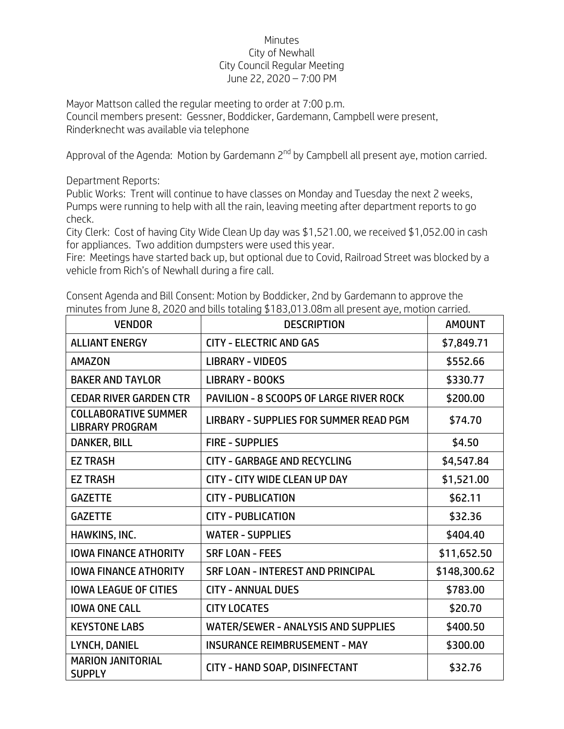Minutes
City of Newhall
City Council Regular Meeting
June 22, 2020 – 7:00 PM

Mayor Mattson called the regular meeting to order at 7:00 p.m.
Council members present: Gessner, Boddicker, Gardemann, Campbell were present, Rinderknecht was available via telephone

Approval of the Agenda: Motion by Gardemann 2nd by Campbell all present aye, motion carried.

Department Reports:
Public Works: Trent will continue to have classes on Monday and Tuesday the next 2 weeks, Pumps were running to help with all the rain, leaving meeting after department reports to go check.
City Clerk: Cost of having City Wide Clean Up day was $1,521.00, we received $1,052.00 in cash for appliances. Two addition dumpsters were used this year.
Fire: Meetings have started back up, but optional due to Covid, Railroad Street was blocked by a vehicle from Rich's of Newhall during a fire call.

Consent Agenda and Bill Consent: Motion by Boddicker, 2nd by Gardemann to approve the minutes from June 8, 2020 and bills totaling $183,013.08m all present aye, motion carried.

| VENDOR | DESCRIPTION | AMOUNT |
|---|---|---|
| ALLIANT ENERGY | CITY - ELECTRIC AND GAS | $7,849.71 |
| AMAZON | LIBRARY - VIDEOS | $552.66 |
| BAKER AND TAYLOR | LIBRARY - BOOKS | $330.77 |
| CEDAR RIVER GARDEN CTR | PAVILION - 8 SCOOPS OF LARGE RIVER ROCK | $200.00 |
| COLLABORATIVE SUMMER LIBRARY PROGRAM | LIRBARY - SUPPLIES FOR SUMMER READ PGM | $74.70 |
| DANKER, BILL | FIRE - SUPPLIES | $4.50 |
| EZ TRASH | CITY - GARBAGE AND RECYCLING | $4,547.84 |
| EZ TRASH | CITY - CITY WIDE CLEAN UP DAY | $1,521.00 |
| GAZETTE | CITY - PUBLICATION | $62.11 |
| GAZETTE | CITY - PUBLICATION | $32.36 |
| HAWKINS, INC. | WATER - SUPPLIES | $404.40 |
| IOWA FINANCE ATHORITY | SRF LOAN - FEES | $11,652.50 |
| IOWA FINANCE ATHORITY | SRF LOAN - INTEREST AND PRINCIPAL | $148,300.62 |
| IOWA LEAGUE OF CITIES | CITY - ANNUAL DUES | $783.00 |
| IOWA ONE CALL | CITY LOCATES | $20.70 |
| KEYSTONE LABS | WATER/SEWER - ANALYSIS AND SUPPLIES | $400.50 |
| LYNCH, DANIEL | INSURANCE REIMBRUSEMENT - MAY | $300.00 |
| MARION JANITORIAL SUPPLY | CITY - HAND SOAP, DISINFECTANT | $32.76 |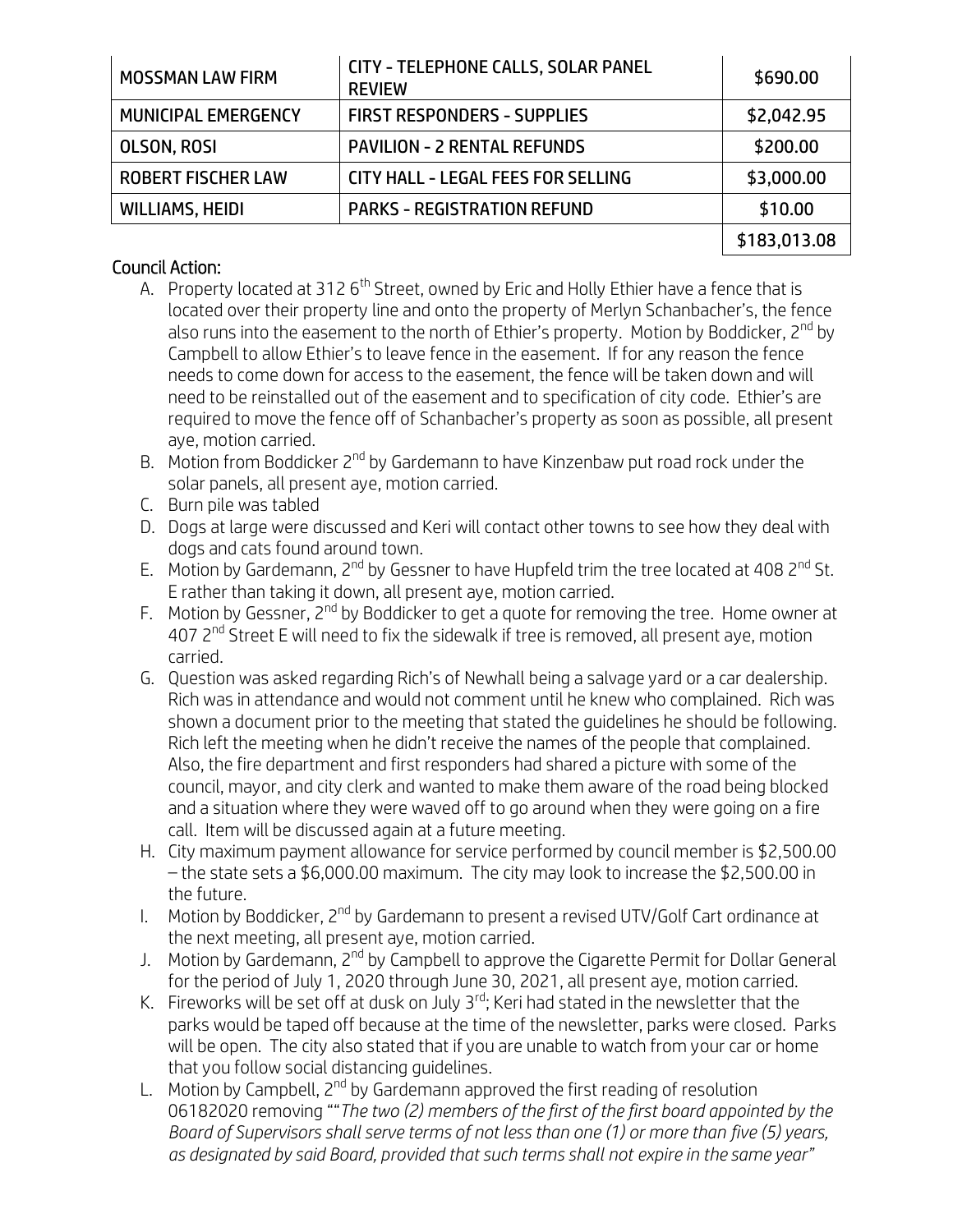| | | |
|---|---|---|
| MOSSMAN LAW FIRM | CITY - TELEPHONE CALLS, SOLAR PANEL REVIEW | \$690.00 |
| MUNICIPAL EMERGENCY | FIRST RESPONDERS - SUPPLIES | \$2,042.95 |
| OLSON, ROSI | PAVILION - 2 RENTAL REFUNDS | \$200.00 |
| ROBERT FISCHER LAW | CITY HALL - LEGAL FEES FOR SELLING | \$3,000.00 |
| WILLIAMS, HEIDI | PARKS - REGISTRATION REFUND | \$10.00 |
| | | \$183,013.08 |

## Council Action:

A. Property located at 312 6th Street, owned by Eric and Holly Ethier have a fence that is located over their property line and onto the property of Merlyn Schanbacher's, the fence also runs into the easement to the north of Ethier's property. Motion by Boddicker, 2nd by Campbell to allow Ethier's to leave fence in the easement. If for any reason the fence needs to come down for access to the easement, the fence will be taken down and will need to be reinstalled out of the easement and to specification of city code. Ethier's are required to move the fence off of Schanbacher's property as soon as possible, all present aye, motion carried.

B. Motion from Boddicker 2nd by Gardemann to have Kinzenbaw put road rock under the solar panels, all present aye, motion carried.

C. Burn pile was tabled

D. Dogs at large were discussed and Keri will contact other towns to see how they deal with dogs and cats found around town.

E. Motion by Gardemann, 2nd by Gessner to have Hupfeld trim the tree located at 408 2nd St. E rather than taking it down, all present aye, motion carried.

F. Motion by Gessner, 2nd by Boddicker to get a quote for removing the tree. Home owner at 407 2nd Street E will need to fix the sidewalk if tree is removed, all present aye, motion carried.

G. Question was asked regarding Rich's of Newhall being a salvage yard or a car dealership. Rich was in attendance and would not comment until he knew who complained. Rich was shown a document prior to the meeting that stated the guidelines he should be following. Rich left the meeting when he didn't receive the names of the people that complained. Also, the fire department and first responders had shared a picture with some of the council, mayor, and city clerk and wanted to make them aware of the road being blocked and a situation where they were waved off to go around when they were going on a fire call. Item will be discussed again at a future meeting.

H. City maximum payment allowance for service performed by council member is \$2,500.00 – the state sets a \$6,000.00 maximum. The city may look to increase the \$2,500.00 in the future.

I. Motion by Boddicker, 2nd by Gardemann to present a revised UTV/Golf Cart ordinance at the next meeting, all present aye, motion carried.

J. Motion by Gardemann, 2nd by Campbell to approve the Cigarette Permit for Dollar General for the period of July 1, 2020 through June 30, 2021, all present aye, motion carried.

K. Fireworks will be set off at dusk on July 3rd; Keri had stated in the newsletter that the parks would be taped off because at the time of the newsletter, parks were closed. Parks will be open. The city also stated that if you are unable to watch from your car or home that you follow social distancing guidelines.

L. Motion by Campbell, 2nd by Gardemann approved the first reading of resolution 06182020 removing ""*The two (2) members of the first of the first board appointed by the Board of Supervisors shall serve terms of not less than one (1) or more than five (5) years, as designated by said Board, provided that such terms shall not expire in the same year"*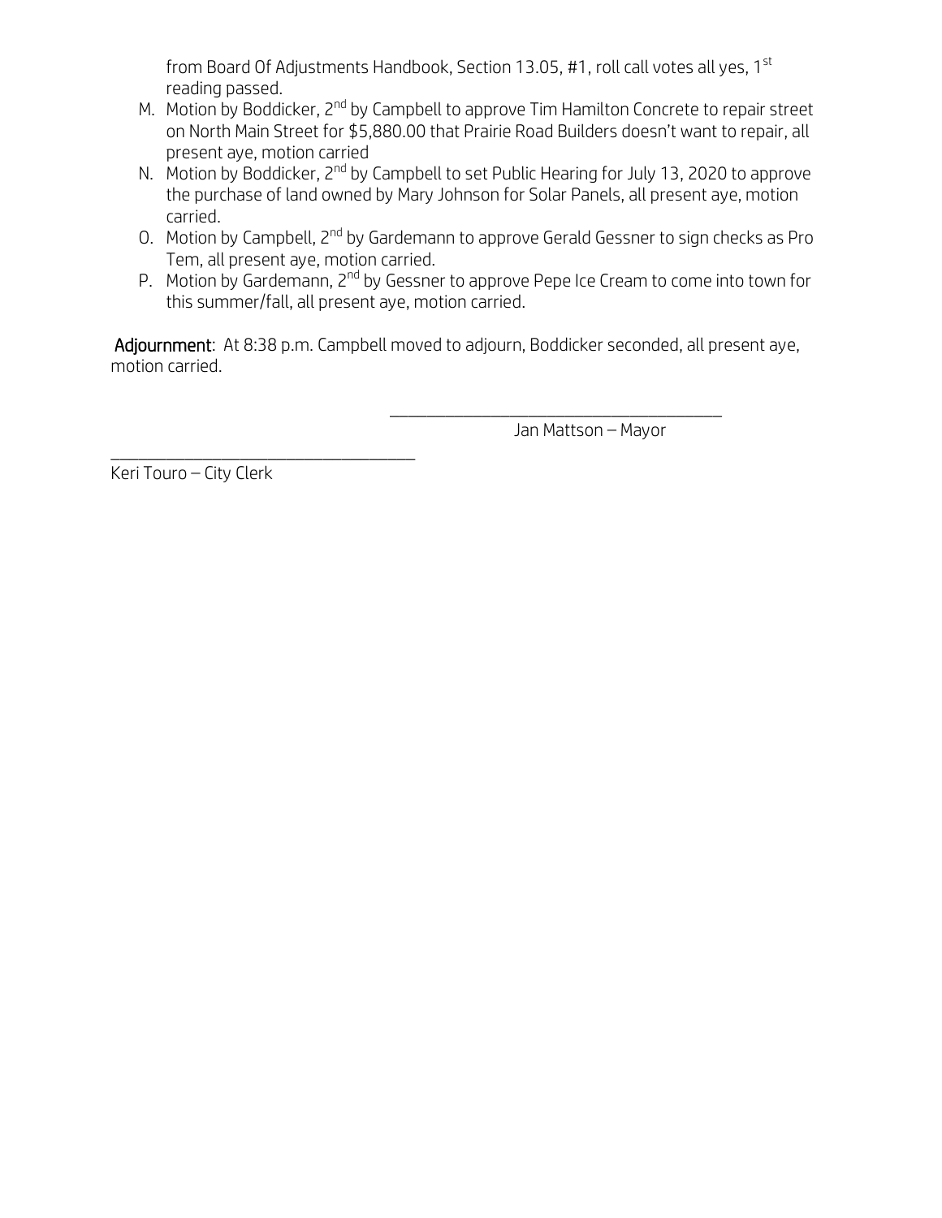from Board Of Adjustments Handbook, Section 13.05, #1, roll call votes all yes, 1st reading passed.

M. Motion by Boddicker, 2nd by Campbell to approve Tim Hamilton Concrete to repair street on North Main Street for $5,880.00 that Prairie Road Builders doesn't want to repair, all present aye, motion carried
N. Motion by Boddicker, 2nd by Campbell to set Public Hearing for July 13, 2020 to approve the purchase of land owned by Mary Johnson for Solar Panels, all present aye, motion carried.
O. Motion by Campbell, 2nd by Gardemann to approve Gerald Gessner to sign checks as Pro Tem, all present aye, motion carried.
P. Motion by Gardemann, 2nd by Gessner to approve Pepe Ice Cream to come into town for this summer/fall, all present aye, motion carried.

**Adjournment**: At 8:38 p.m. Campbell moved to adjourn, Boddicker seconded, all present aye, motion carried.

\_\_\_\_\_\_\_\_\_\_\_\_\_\_\_\_\_\_\_\_\_\_\_\_\_\_\_\_\_\_\_\_\_\_\_\_\_\_\_\_

Jan Mattson – Mayor

\_\_\_\_\_\_\_\_\_\_\_\_\_\_\_\_\_\_\_\_\_\_\_\_\_\_\_\_\_\_\_\_\_\_\_\_\_\_\_\_

Keri Touro – City Clerk